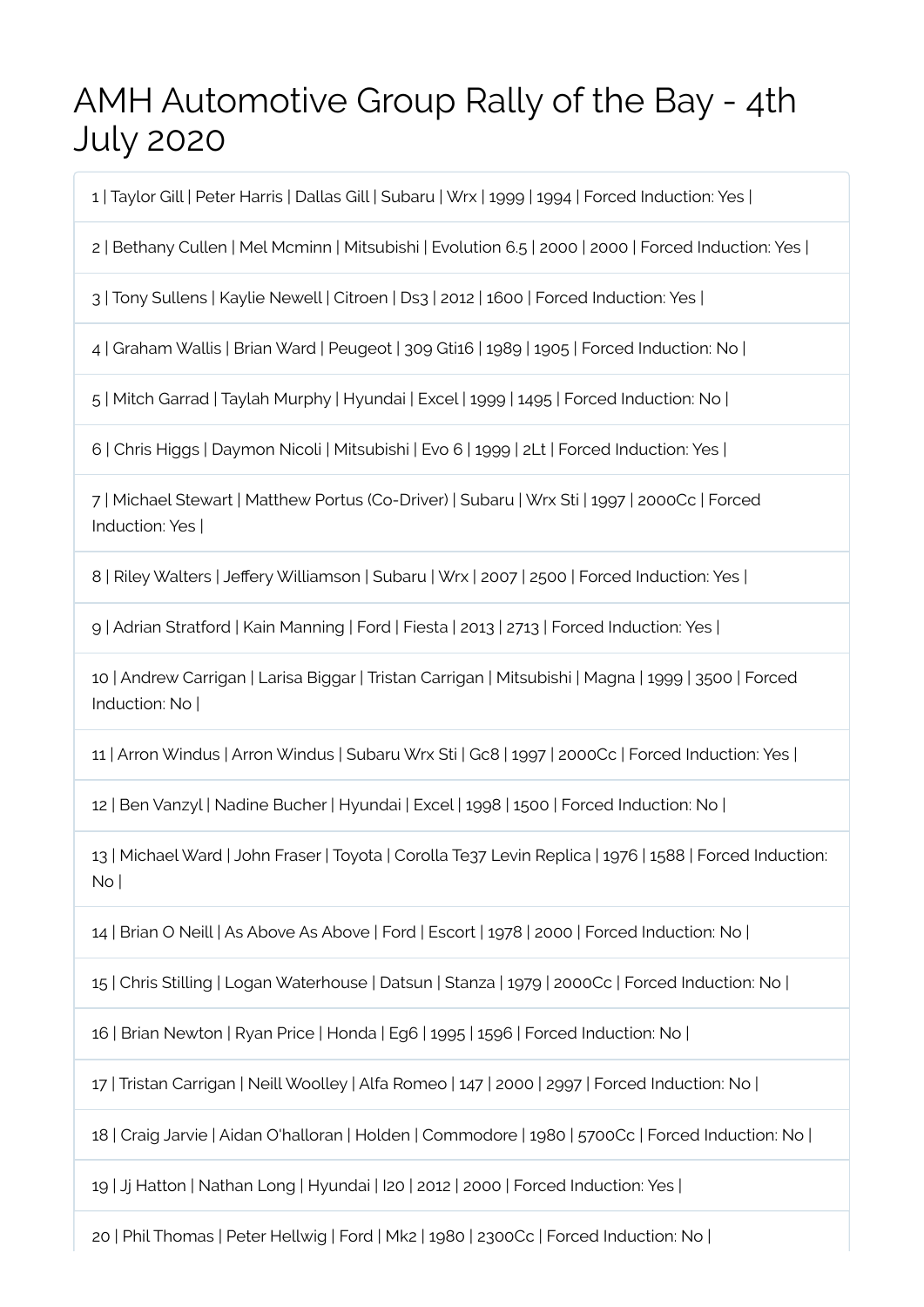# AMH Automotive Group Rally of the Bay - 4th July 2020

1 | Taylor Gill | Peter Harris | Dallas Gill | Subaru | Wrx | 1999 | 1994 | Forced Induction: Yes |

2 | Bethany Cullen | Mel Mcminn | Mitsubishi | Evolution 6.5 | 2000 | 2000 | Forced Induction: Yes |

3 | Tony Sullens | Kaylie Newell | Citroen | Ds3 | 2012 | 1600 | Forced Induction: Yes |

4 | Graham Wallis | Brian Ward | Peugeot | 309 Gti16 | 1989 | 1905 | Forced Induction: No |

5 | Mitch Garrad | Taylah Murphy | Hyundai | Excel | 1999 | 1495 | Forced Induction: No |

6 | Chris Higgs | Daymon Nicoli | Mitsubishi | Evo 6 | 1999 | 2Lt | Forced Induction: Yes |

7 | Michael Stewart | Matthew Portus (Co-Driver) | Subaru | Wrx Sti | 1997 | 2000Cc | Forced Induction: Yes |

8 | Riley Walters | Jeffery Williamson | Subaru | Wrx | 2007 | 2500 | Forced Induction: Yes |

9 | Adrian Stratford | Kain Manning | Ford | Fiesta | 2013 | 2713 | Forced Induction: Yes |

10 | Andrew Carrigan | Larisa Biggar | Tristan Carrigan | Mitsubishi | Magna | 1999 | 3500 | Forced Induction: No |

11 | Arron Windus | Arron Windus | Subaru Wrx Sti | Gc8 | 1997 | 2000Cc | Forced Induction: Yes |

12 | Ben Vanzyl | Nadine Bucher | Hyundai | Excel | 1998 | 1500 | Forced Induction: No |

13 | Michael Ward | John Fraser | Toyota | Corolla Te37 Levin Replica | 1976 | 1588 | Forced Induction: No |

14 | Brian O Neill | As Above As Above | Ford | Escort | 1978 | 2000 | Forced Induction: No |

15 | Chris Stilling | Logan Waterhouse | Datsun | Stanza | 1979 | 2000Cc | Forced Induction: No |

16 | Brian Newton | Ryan Price | Honda | Eg6 | 1995 | 1596 | Forced Induction: No |

17 | Tristan Carrigan | Neill Woolley | Alfa Romeo | 147 | 2000 | 2997 | Forced Induction: No |

18 | Craig Jarvie | Aidan O'halloran | Holden | Commodore | 1980 | 5700Cc | Forced Induction: No |

19 | Jj Hatton | Nathan Long | Hyundai | I20 | 2012 | 2000 | Forced Induction: Yes |

20 | Phil Thomas | Peter Hellwig | Ford | Mk2 | 1980 | 2300Cc | Forced Induction: No |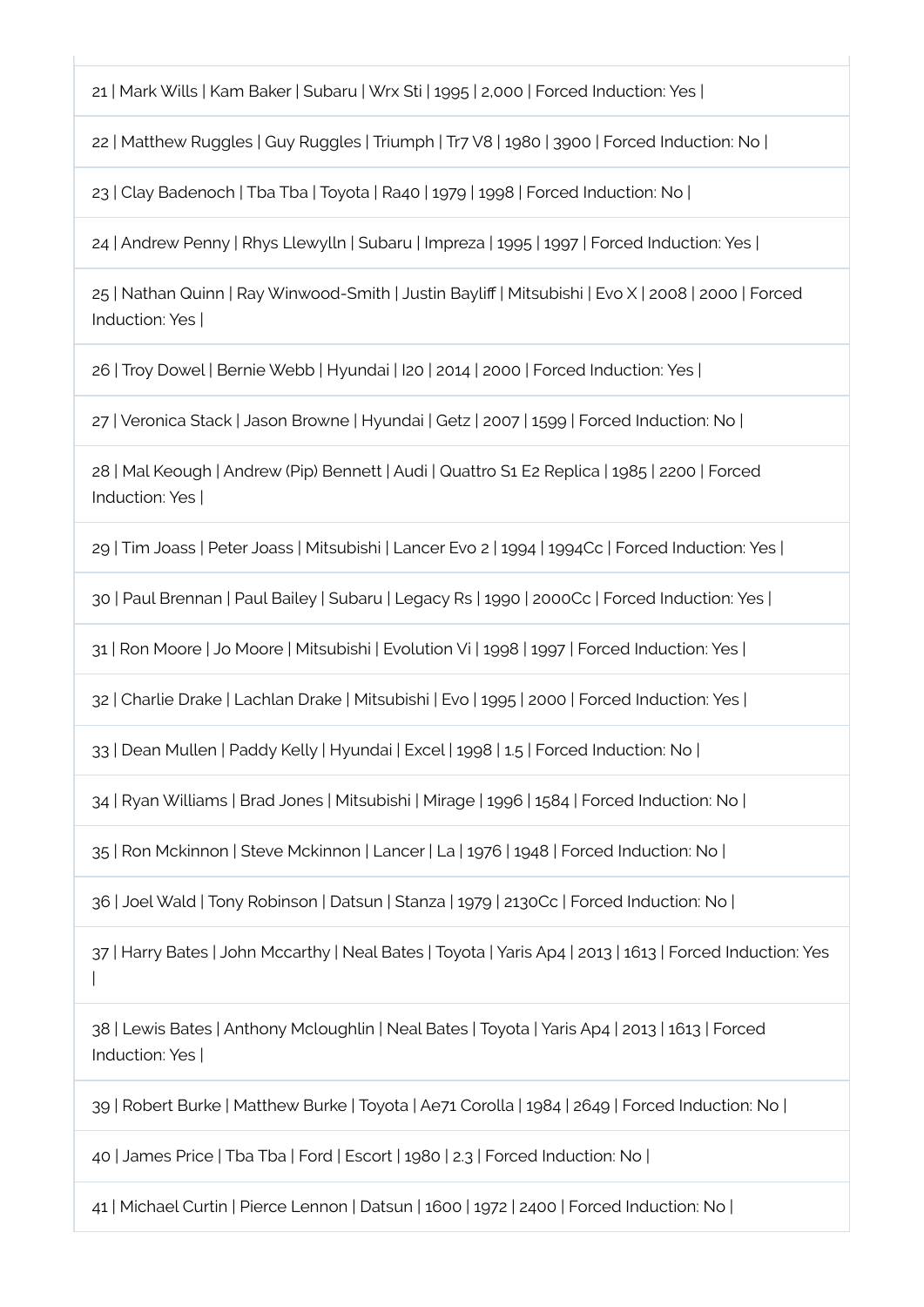21 | Mark Wills | Kam Baker | Subaru | Wrx Sti | 1995 | 2,000 | Forced Induction: Yes |

22 | Matthew Ruggles | Guy Ruggles | Triumph | Tr7 V8 | 1980 | 3900 | Forced Induction: No |

23 | Clay Badenoch | Tba Tba | Toyota | Ra40 | 1979 | 1998 | Forced Induction: No |

24 | Andrew Penny | Rhys Llewylln | Subaru | Impreza | 1995 | 1997 | Forced Induction: Yes |

25 | Nathan Quinn | Ray Winwood-Smith | Justin Bayliff | Mitsubishi | Evo X | 2008 | 2000 | Forced Induction: Yes |

26 | Troy Dowel | Bernie Webb | Hyundai | I20 | 2014 | 2000 | Forced Induction: Yes |

27 | Veronica Stack | Jason Browne | Hyundai | Getz | 2007 | 1599 | Forced Induction: No |

28 | Mal Keough | Andrew (Pip) Bennett | Audi | Quattro S1 E2 Replica | 1985 | 2200 | Forced Induction: Yes |

29 | Tim Joass | Peter Joass | Mitsubishi | Lancer Evo 2 | 1994 | 1994Cc | Forced Induction: Yes |

30 | Paul Brennan | Paul Bailey | Subaru | Legacy Rs | 1990 | 2000Cc | Forced Induction: Yes |

31 | Ron Moore | Jo Moore | Mitsubishi | Evolution Vi | 1998 | 1997 | Forced Induction: Yes |

32 | Charlie Drake | Lachlan Drake | Mitsubishi | Evo | 1995 | 2000 | Forced Induction: Yes |

33 | Dean Mullen | Paddy Kelly | Hyundai | Excel | 1998 | 1.5 | Forced Induction: No |

34 | Ryan Williams | Brad Jones | Mitsubishi | Mirage | 1996 | 1584 | Forced Induction: No |

35 | Ron Mckinnon | Steve Mckinnon | Lancer | La | 1976 | 1948 | Forced Induction: No |

36 | Joel Wald | Tony Robinson | Datsun | Stanza | 1979 | 2130Cc | Forced Induction: No |

37 | Harry Bates | John Mccarthy | Neal Bates | Toyota | Yaris Ap4 | 2013 | 1613 | Forced Induction: Yes |

38 | Lewis Bates | Anthony Mcloughlin | Neal Bates | Toyota | Yaris Ap4 | 2013 | 1613 | Forced Induction: Yes |

39 | Robert Burke | Matthew Burke | Toyota | Ae71 Corolla | 1984 | 2649 | Forced Induction: No |

40 | James Price | Tba Tba | Ford | Escort | 1980 | 2.3 | Forced Induction: No |

41 | Michael Curtin | Pierce Lennon | Datsun | 1600 | 1972 | 2400 | Forced Induction: No |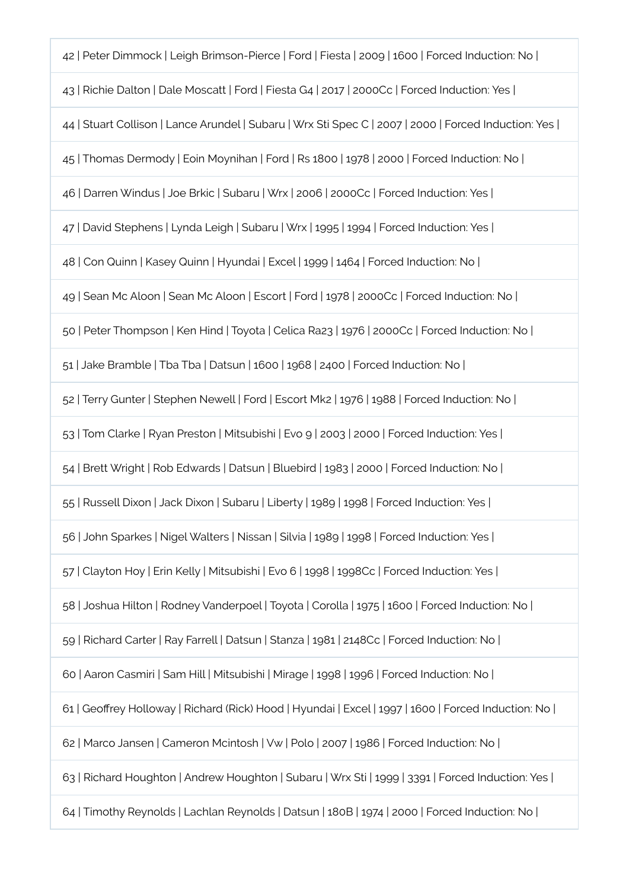| | | | | | | | |
|---|---|---|---|---|---|---|---|
| 42 | Peter Dimmock | Leigh Brimson-Pierce | Ford | Fiesta | 2009 | 1600 | Forced Induction: No |
| 43 | Richie Dalton | Dale Moscatt | Ford | Fiesta G4 | 2017 | 2000Cc | Forced Induction: Yes |
| 44 | Stuart Collison | Lance Arundel | Subaru | Wrx Sti Spec C | 2007 | 2000 | Forced Induction: Yes |
| 45 | Thomas Dermody | Eoin Moynihan | Ford | Rs 1800 | 1978 | 2000 | Forced Induction: No |
| 46 | Darren Windus | Joe Brkic | Subaru | Wrx | 2006 | 2000Cc | Forced Induction: Yes |
| 47 | David Stephens | Lynda Leigh | Subaru | Wrx | 1995 | 1994 | Forced Induction: Yes |
| 48 | Con Quinn | Kasey Quinn | Hyundai | Excel | 1999 | 1464 | Forced Induction: No |
| 49 | Sean Mc Aloon | Sean Mc Aloon | Escort | Ford | 1978 | 2000Cc | Forced Induction: No |
| 50 | Peter Thompson | Ken Hind | Toyota | Celica Ra23 | 1976 | 2000Cc | Forced Induction: No |
| 51 | Jake Bramble | Tba Tba | Datsun | 1600 | 1968 | 2400 | Forced Induction: No |
| 52 | Terry Gunter | Stephen Newell | Ford | Escort Mk2 | 1976 | 1988 | Forced Induction: No |
| 53 | Tom Clarke | Ryan Preston | Mitsubishi | Evo 9 | 2003 | 2000 | Forced Induction: Yes |
| 54 | Brett Wright | Rob Edwards | Datsun | Bluebird | 1983 | 2000 | Forced Induction: No |
| 55 | Russell Dixon | Jack Dixon | Subaru | Liberty | 1989 | 1998 | Forced Induction: Yes |
| 56 | John Sparkes | Nigel Walters | Nissan | Silvia | 1989 | 1998 | Forced Induction: Yes |
| 57 | Clayton Hoy | Erin Kelly | Mitsubishi | Evo 6 | 1998 | 1998Cc | Forced Induction: Yes |
| 58 | Joshua Hilton | Rodney Vanderpoel | Toyota | Corolla | 1975 | 1600 | Forced Induction: No |
| 59 | Richard Carter | Ray Farrell | Datsun | Stanza | 1981 | 2148Cc | Forced Induction: No |
| 60 | Aaron Casmiri | Sam Hill | Mitsubishi | Mirage | 1998 | 1996 | Forced Induction: No |
| 61 | Geoffrey Holloway | Richard (Rick) Hood | Hyundai | Excel | 1997 | 1600 | Forced Induction: No |
| 62 | Marco Jansen | Cameron Mcintosh | Vw | Polo | 2007 | 1986 | Forced Induction: No |
| 63 | Richard Houghton | Andrew Houghton | Subaru | Wrx Sti | 1999 | 3391 | Forced Induction: Yes |
| 64 | Timothy Reynolds | Lachlan Reynolds | Datsun | 180B | 1974 | 2000 | Forced Induction: No |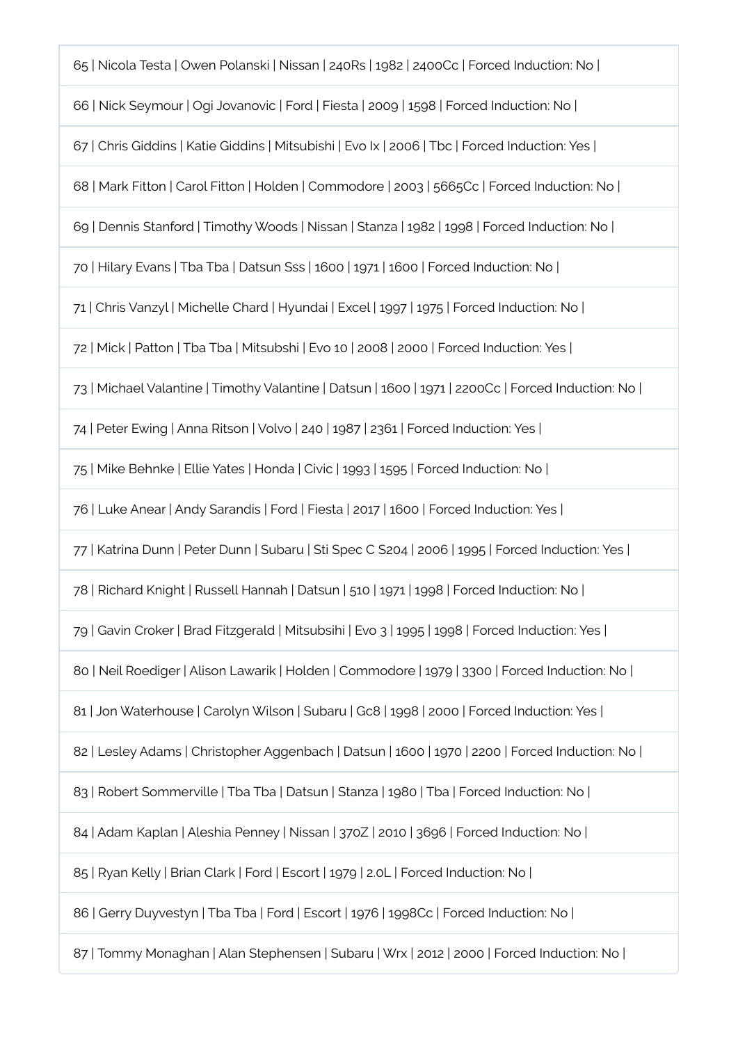65 | Nicola Testa | Owen Polanski | Nissan | 240Rs | 1982 | 2400Cc | Forced Induction: No |

66 | Nick Seymour | Ogi Jovanovic | Ford | Fiesta | 2009 | 1598 | Forced Induction: No |

67 | Chris Giddins | Katie Giddins | Mitsubishi | Evo Ix | 2006 | Tbc | Forced Induction: Yes |

68 | Mark Fitton | Carol Fitton | Holden | Commodore | 2003 | 5665Cc | Forced Induction: No |

69 | Dennis Stanford | Timothy Woods | Nissan | Stanza | 1982 | 1998 | Forced Induction: No |

70 | Hilary Evans | Tba Tba | Datsun Sss | 1600 | 1971 | 1600 | Forced Induction: No |

71 | Chris Vanzyl | Michelle Chard | Hyundai | Excel | 1997 | 1975 | Forced Induction: No |

72 | Mick | Patton | Tba Tba | Mitsubshi | Evo 10 | 2008 | 2000 | Forced Induction: Yes |

73 | Michael Valantine | Timothy Valantine | Datsun | 1600 | 1971 | 2200Cc | Forced Induction: No |

74 | Peter Ewing | Anna Ritson | Volvo | 240 | 1987 | 2361 | Forced Induction: Yes |

75 | Mike Behnke | Ellie Yates | Honda | Civic | 1993 | 1595 | Forced Induction: No |

76 | Luke Anear | Andy Sarandis | Ford | Fiesta | 2017 | 1600 | Forced Induction: Yes |

77 | Katrina Dunn | Peter Dunn | Subaru | Sti Spec C S204 | 2006 | 1995 | Forced Induction: Yes |

78 | Richard Knight | Russell Hannah | Datsun | 510 | 1971 | 1998 | Forced Induction: No |

79 | Gavin Croker | Brad Fitzgerald | Mitsubsihi | Evo 3 | 1995 | 1998 | Forced Induction: Yes |

80 | Neil Roediger | Alison Lawarik | Holden | Commodore | 1979 | 3300 | Forced Induction: No |

81 | Jon Waterhouse | Carolyn Wilson | Subaru | Gc8 | 1998 | 2000 | Forced Induction: Yes |

82 | Lesley Adams | Christopher Aggenbach | Datsun | 1600 | 1970 | 2200 | Forced Induction: No |

83 | Robert Sommerville | Tba Tba | Datsun | Stanza | 1980 | Tba | Forced Induction: No |

84 | Adam Kaplan | Aleshia Penney | Nissan | 370Z | 2010 | 3696 | Forced Induction: No |

85 | Ryan Kelly | Brian Clark | Ford | Escort | 1979 | 2.0L | Forced Induction: No |

86 | Gerry Duyvestyn | Tba Tba | Ford | Escort | 1976 | 1998Cc | Forced Induction: No |

87 | Tommy Monaghan | Alan Stephensen | Subaru | Wrx | 2012 | 2000 | Forced Induction: No |